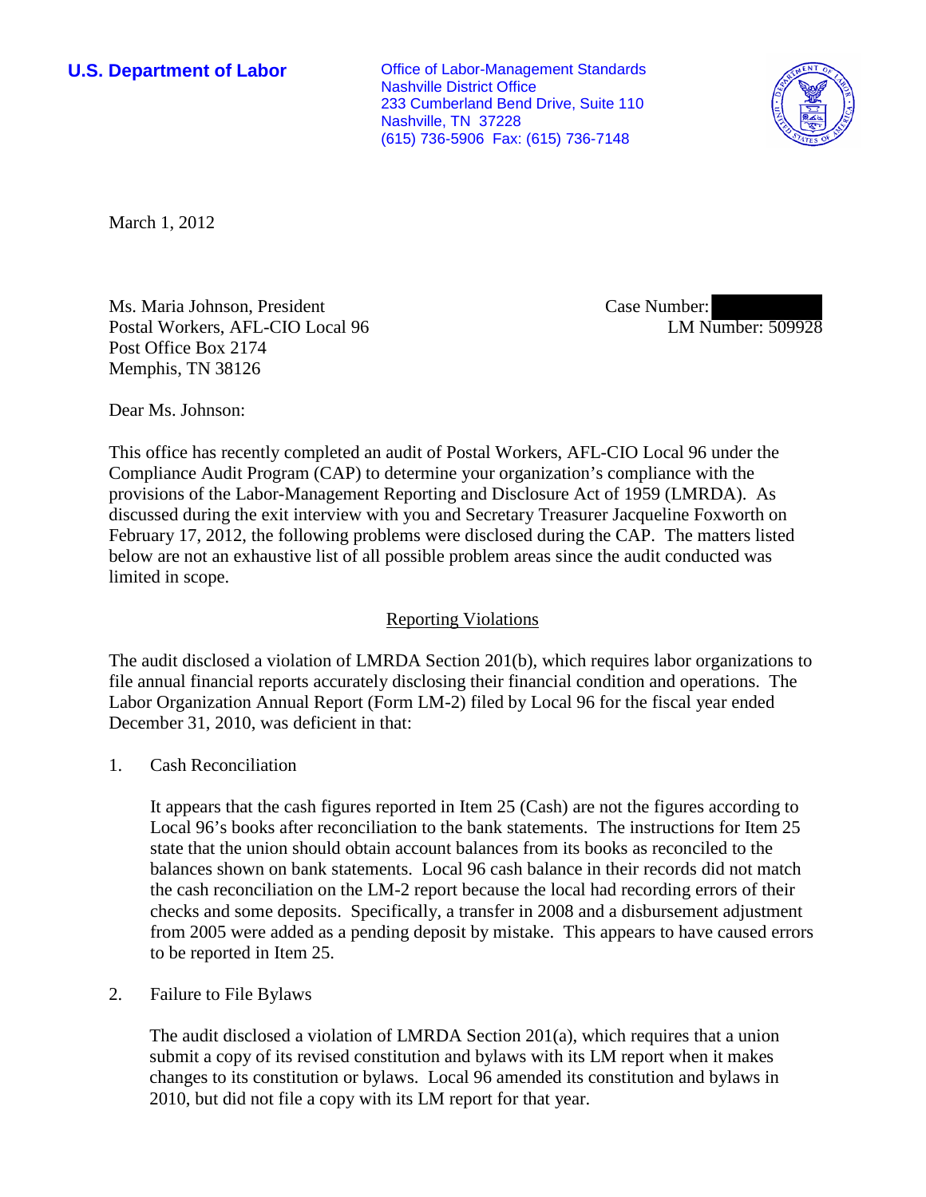**U.S. Department of Labor**

Office of Labor-Management Standards
Nashville District Office
233 Cumberland Bend Drive, Suite 110
Nashville, TN 37228
(615) 736-5906 Fax: (615) 736-7148

March 1, 2012

Ms. Maria Johnson, President
Postal Workers, AFL-CIO Local 96
Post Office Box 2174
Memphis, TN 38126

Case Number:
LM Number: 509928

Dear Ms. Johnson:

This office has recently completed an audit of Postal Workers, AFL-CIO Local 96 under the Compliance Audit Program (CAP) to determine your organization's compliance with the provisions of the Labor-Management Reporting and Disclosure Act of 1959 (LMRDA). As discussed during the exit interview with you and Secretary Treasurer Jacqueline Foxworth on February 17, 2012, the following problems were disclosed during the CAP. The matters listed below are not an exhaustive list of all possible problem areas since the audit conducted was limited in scope.

## Reporting Violations

The audit disclosed a violation of LMRDA Section 201(b), which requires labor organizations to file annual financial reports accurately disclosing their financial condition and operations. The Labor Organization Annual Report (Form LM-2) filed by Local 96 for the fiscal year ended December 31, 2010, was deficient in that:

1. Cash Reconciliation

   It appears that the cash figures reported in Item 25 (Cash) are not the figures according to Local 96's books after reconciliation to the bank statements. The instructions for Item 25 state that the union should obtain account balances from its books as reconciled to the balances shown on bank statements. Local 96 cash balance in their records did not match the cash reconciliation on the LM-2 report because the local had recording errors of their checks and some deposits. Specifically, a transfer in 2008 and a disbursement adjustment from 2005 were added as a pending deposit by mistake. This appears to have caused errors to be reported in Item 25.

2. Failure to File Bylaws

   The audit disclosed a violation of LMRDA Section 201(a), which requires that a union submit a copy of its revised constitution and bylaws with its LM report when it makes changes to its constitution or bylaws. Local 96 amended its constitution and bylaws in 2010, but did not file a copy with its LM report for that year.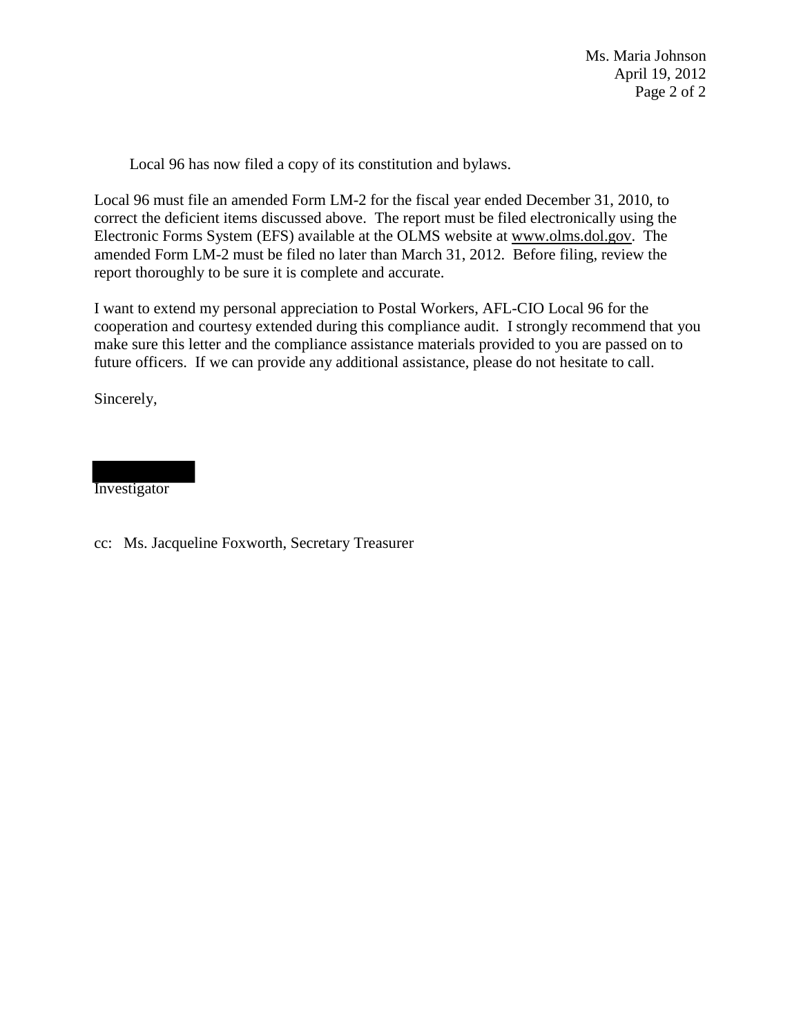Local 96 has now filed a copy of its constitution and bylaws.

Local 96 must file an amended Form LM-2 for the fiscal year ended December 31, 2010, to correct the deficient items discussed above. The report must be filed electronically using the Electronic Forms System (EFS) available at the OLMS website at www.olms.dol.gov. The amended Form LM-2 must be filed no later than March 31, 2012. Before filing, review the report thoroughly to be sure it is complete and accurate.

I want to extend my personal appreciation to Postal Workers, AFL-CIO Local 96 for the cooperation and courtesy extended during this compliance audit. I strongly recommend that you make sure this letter and the compliance assistance materials provided to you are passed on to future officers. If we can provide any additional assistance, please do not hesitate to call.

Sincerely,

Investigator

cc: Ms. Jacqueline Foxworth, Secretary Treasurer